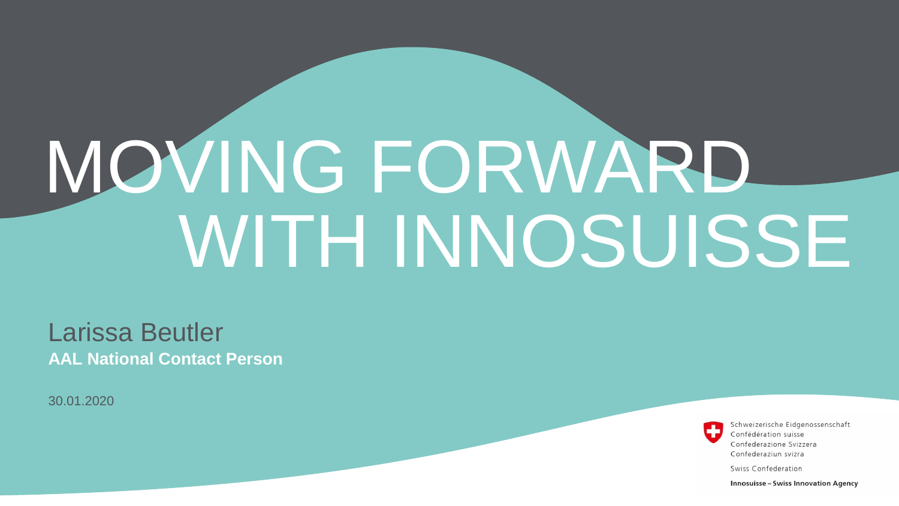# MOVING FORWARD WITH INNOSUISSE

Larissa Beutler
**AAL National Contact Person**

30.01.2020

Schweizerische Eidgenossenschaft
Confédération suisse
Confederazione Svizzera
Confederaziun svizra

Swiss Confederation

**Innosuisse – Swiss Innovation Agency**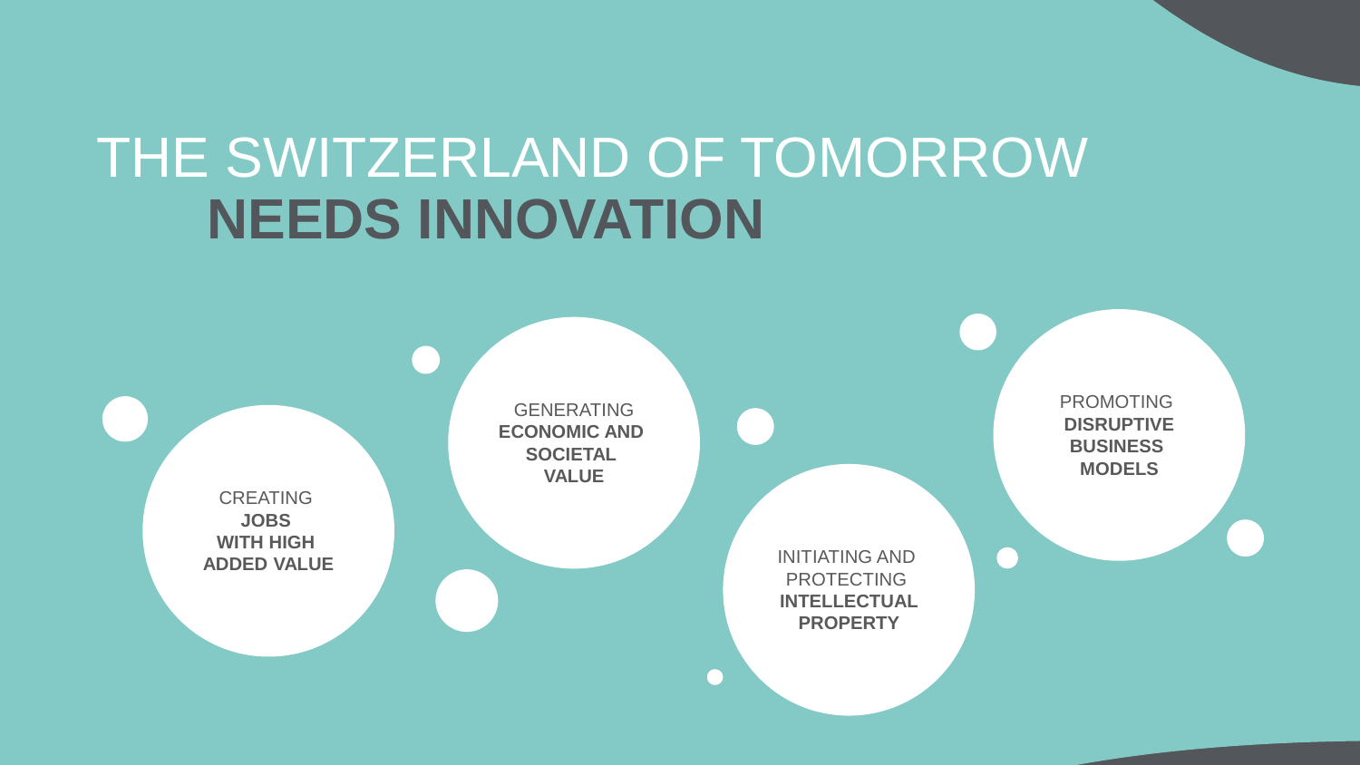# THE SWITZERLAND OF TOMORROW **NEEDS INNOVATION**

- CREATING **JOBS WITH HIGH ADDED VALUE**
- GENERATING **ECONOMIC AND SOCIETAL VALUE**
- INITIATING AND PROTECTING **INTELLECTUAL PROPERTY**
- PROMOTING **DISRUPTIVE BUSINESS MODELS**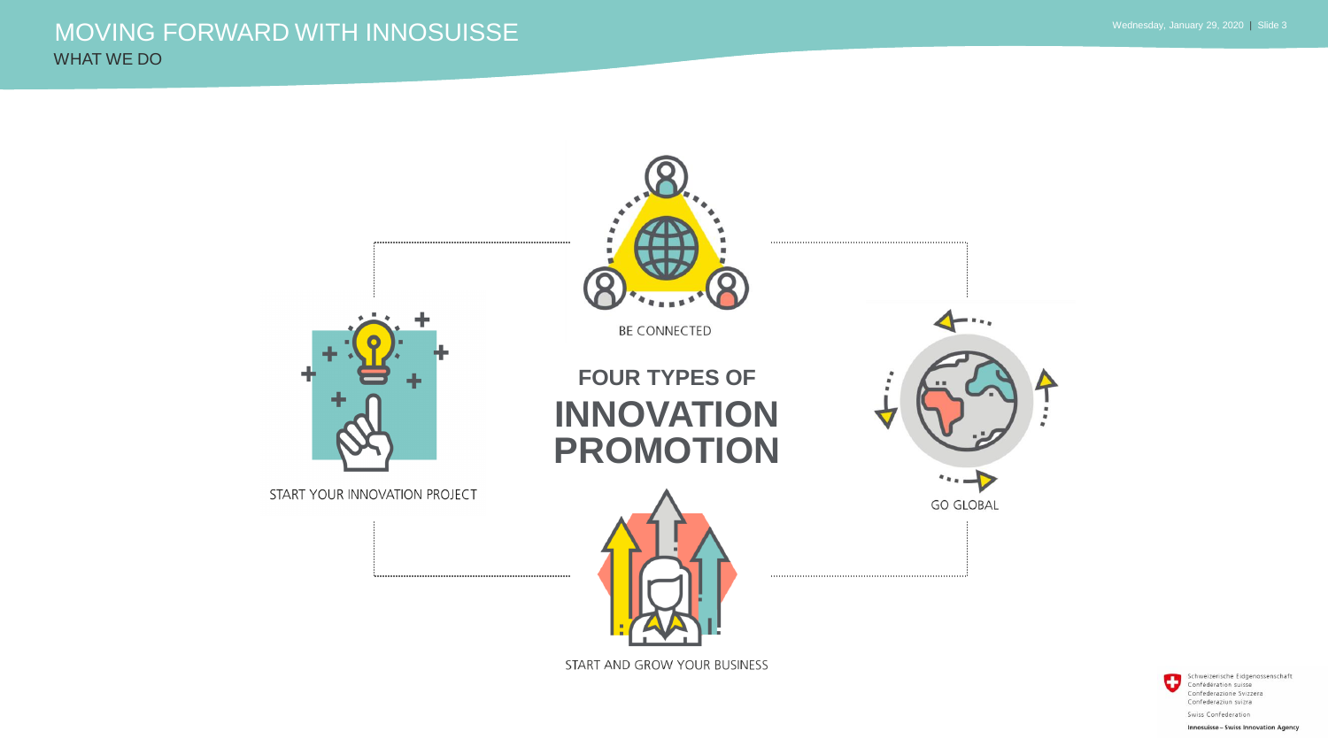# MOVING FORWARD WITH INNOSUISSE

## WHAT WE DO

BE CONNECTED

START YOUR INNOVATION PROJECT

## FOUR TYPES OF INNOVATION PROMOTION

GO GLOBAL

START AND GROW YOUR BUSINESS

Schweizerische Eidgenossenschaft
Confédération suisse
Confederazione Svizzera
Confederaziun svizra

Swiss Confederation

**Innosuisse – Swiss Innovation Agency**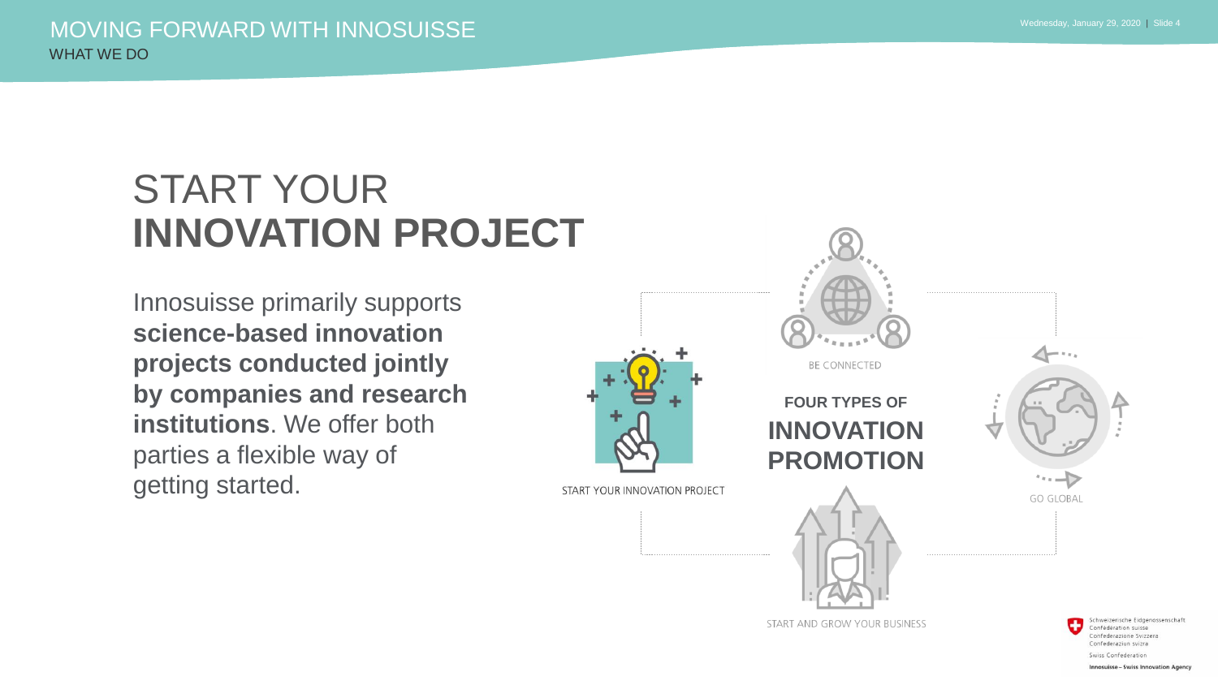# START YOUR **INNOVATION PROJECT**

Innosuisse primarily supports **science-based innovation projects conducted jointly by companies and research institutions**. We offer both parties a flexible way of getting started.

BE CONNECTED

START YOUR INNOVATION PROJECT

**FOUR TYPES OF INNOVATION PROMOTION**

GO GLOBAL

START AND GROW YOUR BUSINESS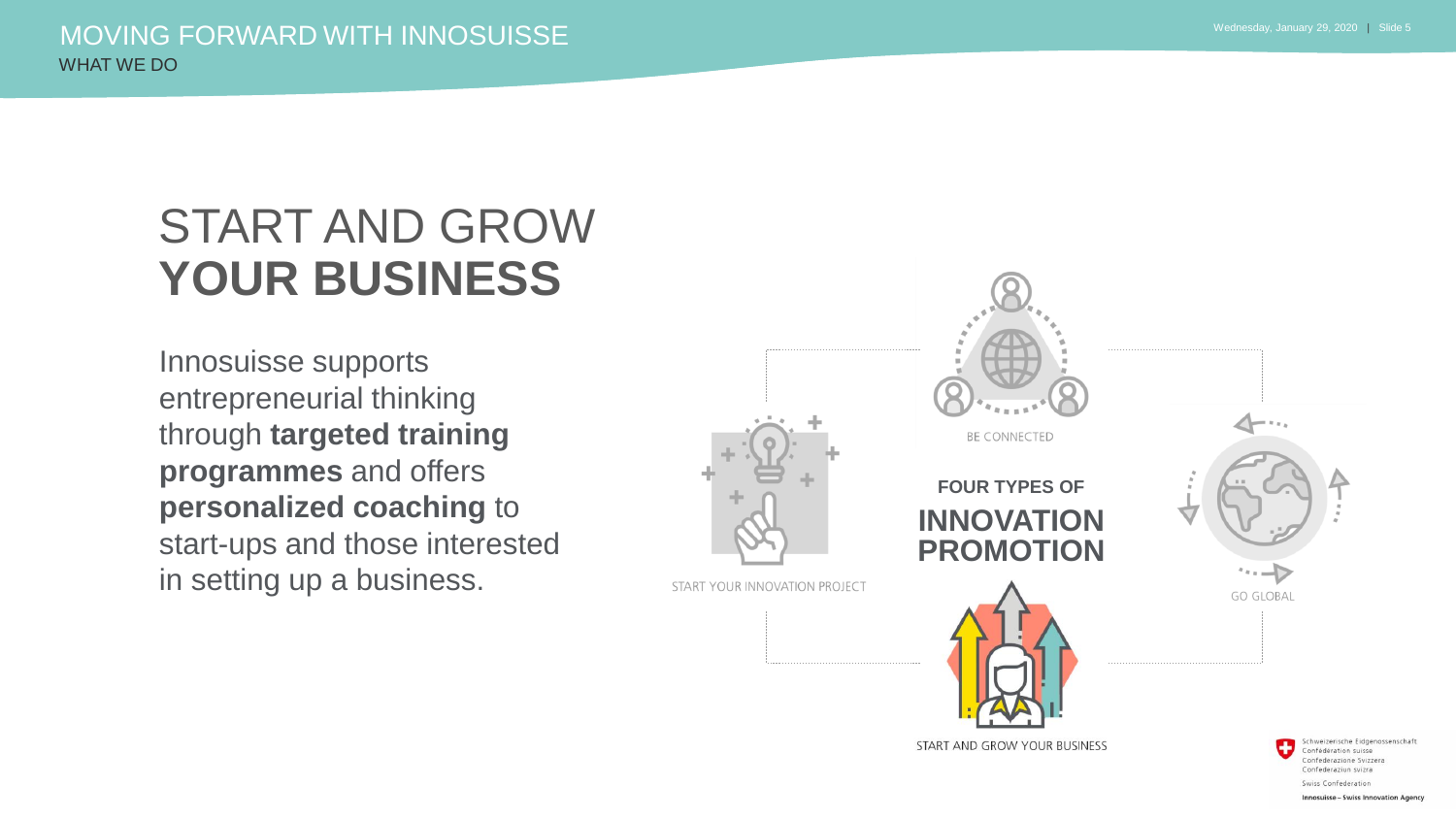# START AND GROW **YOUR BUSINESS**

Innosuisse supports entrepreneurial thinking through **targeted training programmes** and offers **personalized coaching** to start-ups and those interested in setting up a business.

BE CONNECTED

START YOUR INNOVATION PROJECT

**FOUR TYPES OF INNOVATION PROMOTION**

GO GLOBAL

START AND GROW YOUR BUSINESS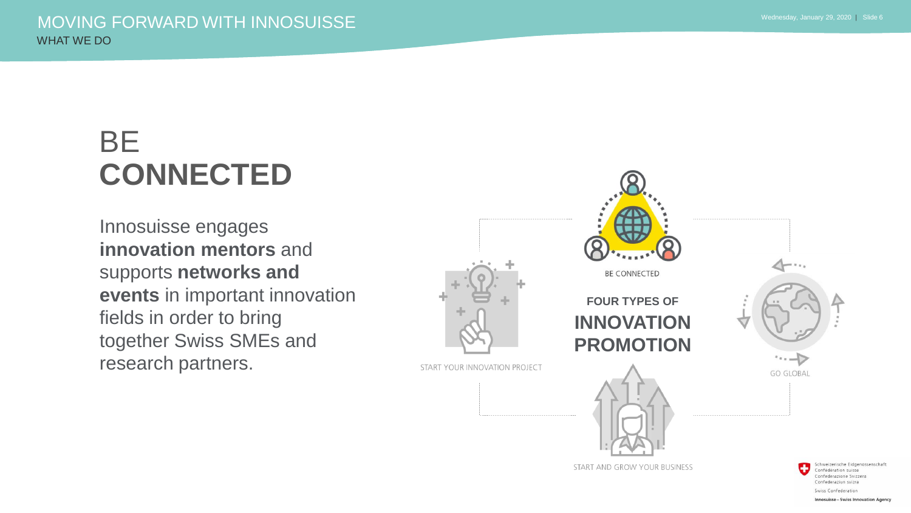# BE **CONNECTED**

Innosuisse engages **innovation mentors** and supports **networks and events** in important innovation fields in order to bring together Swiss SMEs and research partners.

BE CONNECTED

START YOUR INNOVATION PROJECT

**FOUR TYPES OF**
**INNOVATION PROMOTION**

GO GLOBAL

START AND GROW YOUR BUSINESS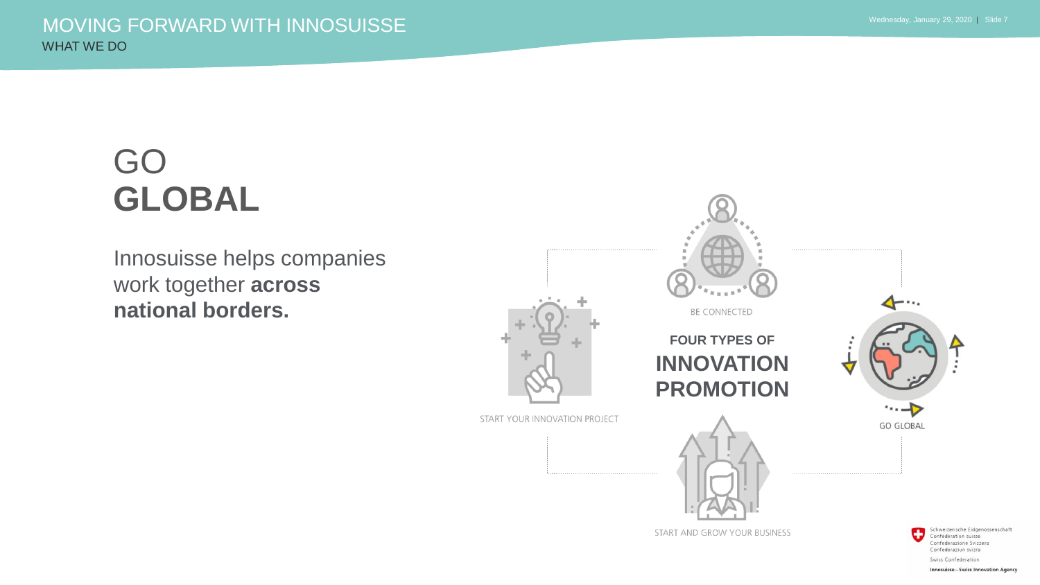# GO **GLOBAL**

Innosuisse helps companies work together **across national borders.**

BE CONNECTED

START YOUR INNOVATION PROJECT

**FOUR TYPES OF INNOVATION PROMOTION**

GO GLOBAL

START AND GROW YOUR BUSINESS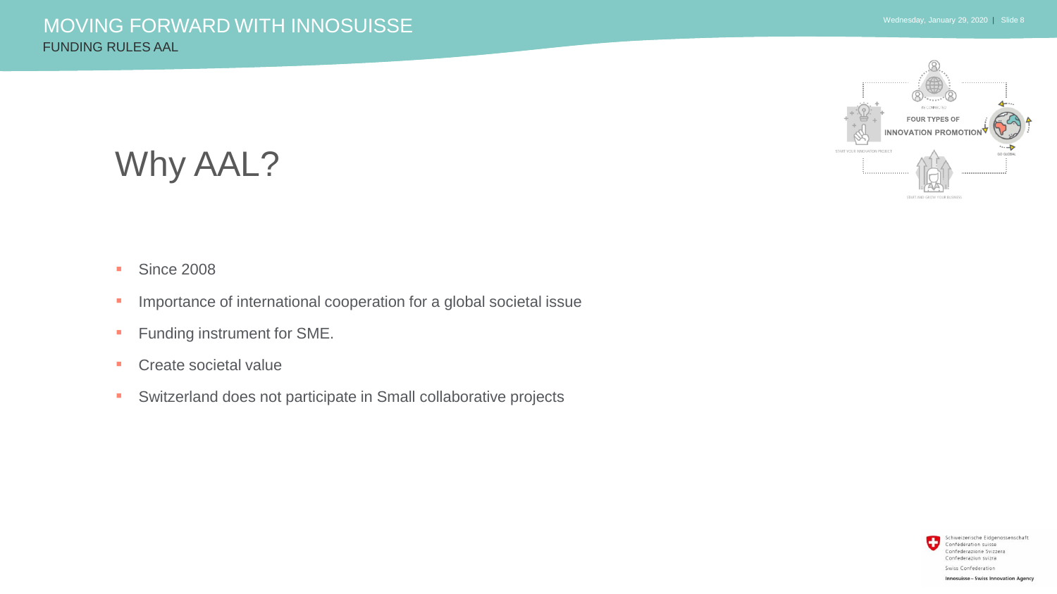# Why AAL?

- Since 2008
- Importance of international cooperation for a global societal issue
- Funding instrument for SME.
- Create societal value
- Switzerland does not participate in Small collaborative projects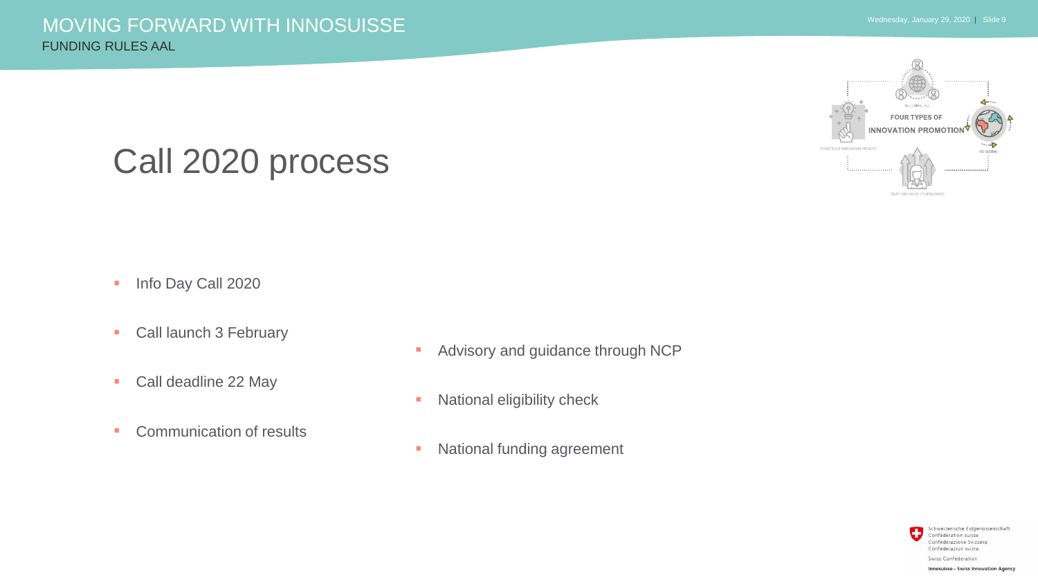# Call 2020 process

- Info Day Call 2020
- Call launch 3 February
- Call deadline 22 May
- Communication of results

- Advisory and guidance through NCP
- National eligibility check
- National funding agreement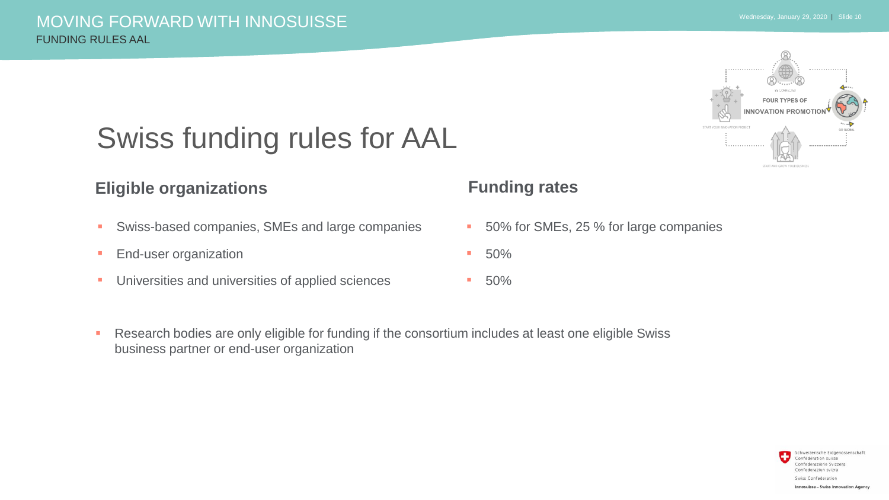# MOVING FORWARD WITH INNOSUISSE

FUNDING RULES AAL

## Swiss funding rules for AAL

| Eligible organizations | Funding rates |
| --- | --- |
| Swiss-based companies, SMEs and large companies | 50% for SMEs, 25 % for large companies |
| End-user organization | 50% |
| Universities and universities of applied sciences | 50% |

- Research bodies are only eligible for funding if the consortium includes at least one eligible Swiss business partner or end-user organization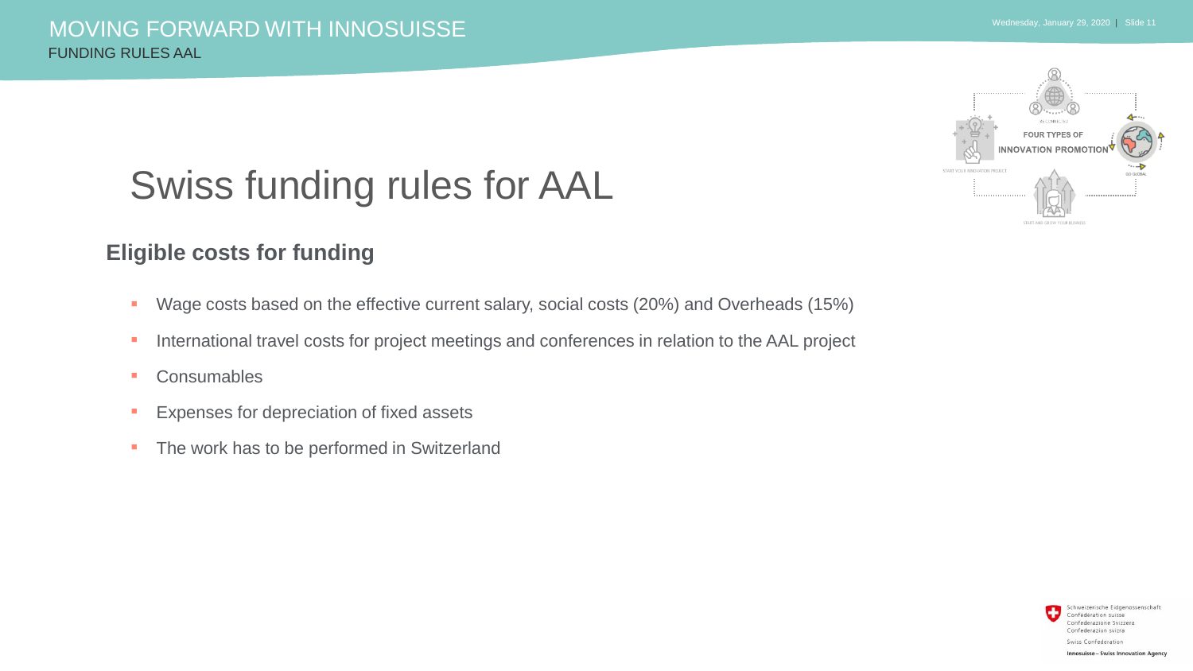# Swiss funding rules for AAL

## Eligible costs for funding

- Wage costs based on the effective current salary, social costs (20%) and Overheads (15%)
- International travel costs for project meetings and conferences in relation to the AAL project
- Consumables
- Expenses for depreciation of fixed assets
- The work has to be performed in Switzerland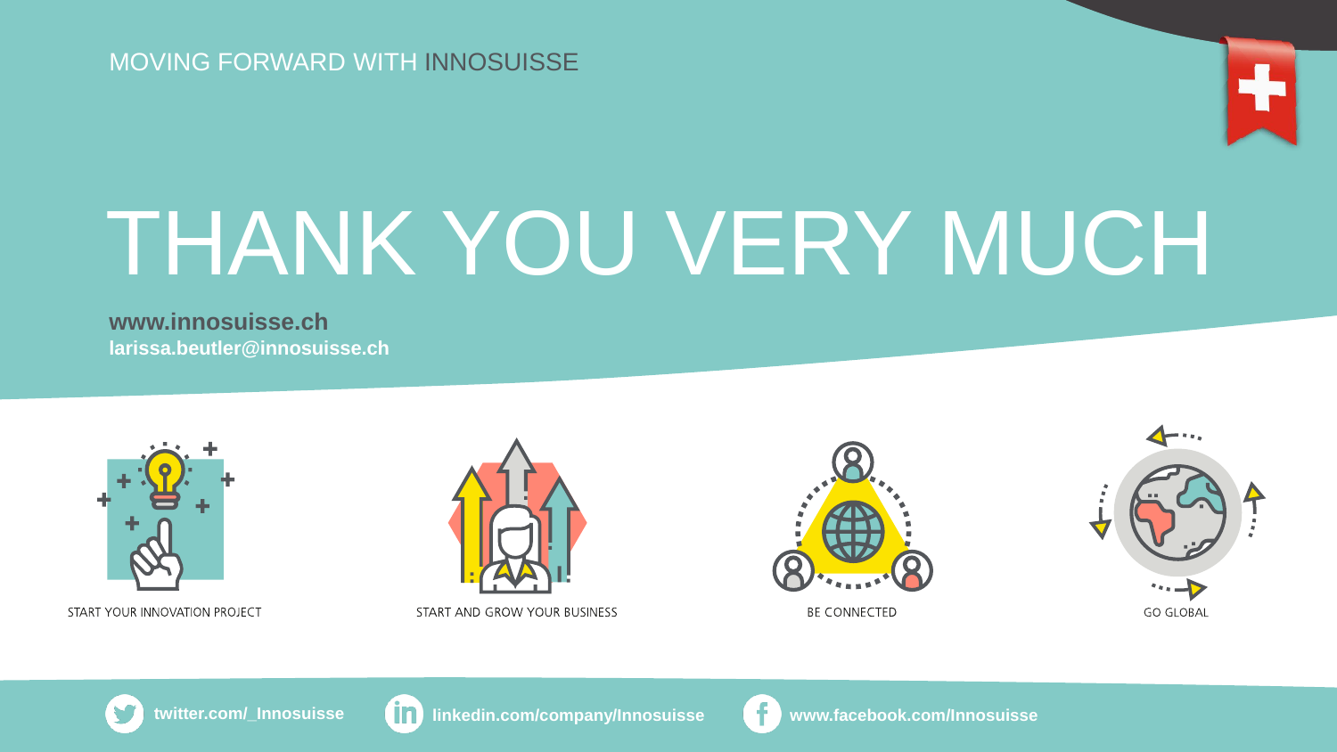MOVING FORWARD WITH INNOSUISSE

# THANK YOU VERY MUCH

**www.innosuisse.ch**
**larissa.beutler@innosuisse.ch**

START YOUR INNOVATION PROJECT

START AND GROW YOUR BUSINESS

BE CONNECTED

GO GLOBAL

**twitter.com/_Innosuisse**

**linkedin.com/company/Innosuisse**

**www.facebook.com/Innosuisse**